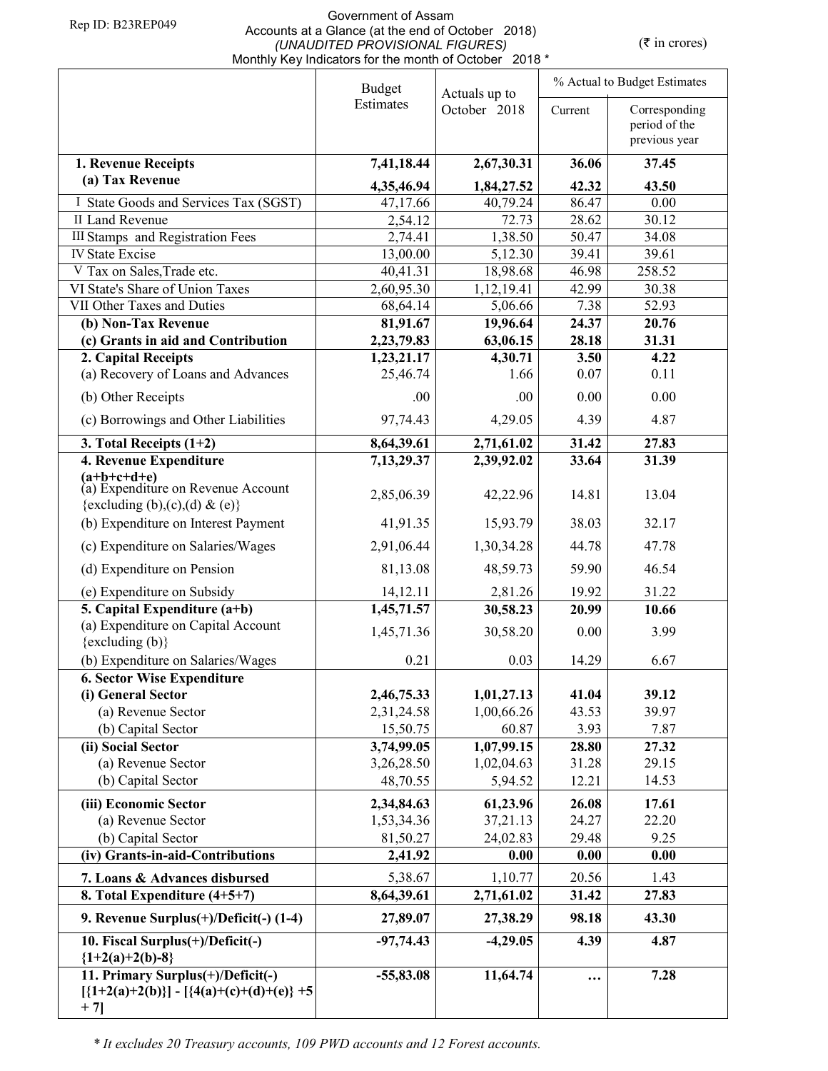Rep ID: B23REP049

# Government of Assam

## Accounts at a Glance (at the end of October 2018)

*(UNAUDITED PROVISIONAL FIGURES)*

Monthly Key Indicators for the month of October 2018 *

(₹ in crores)

| | Budget Estimates | Actuals up to October 2018 | % Actual to Budget Estimates | |
|---|---|---|---|---|
| | | | Current | Corresponding period of the previous year |
| **1. Revenue Receipts** | **7,41,18.44** | **2,67,30.31** | **36.06** | **37.45** |
| **(a) Tax Revenue** | **4,35,46.94** | **1,84,27.52** | **42.32** | **43.50** |
| I State Goods and Services Tax (SGST) | 47,17.66 | 40,79.24 | 86.47 | 0.00 |
| II Land Revenue | 2,54.12 | 72.73 | 28.62 | 30.12 |
| III Stamps and Registration Fees | 2,74.41 | 1,38.50 | 50.47 | 34.08 |
| IV State Excise | 13,00.00 | 5,12.30 | 39.41 | 39.61 |
| V Tax on Sales,Trade etc. | 40,41.31 | 18,98.68 | 46.98 | 258.52 |
| VI State's Share of Union Taxes | 2,60,95.30 | 1,12,19.41 | 42.99 | 30.38 |
| VII Other Taxes and Duties | 68,64.14 | 5,06.66 | 7.38 | 52.93 |
| **(b) Non-Tax Revenue** | **81,91.67** | **19,96.64** | **24.37** | **20.76** |
| **(c) Grants in aid and Contribution** | **2,23,79.83** | **63,06.15** | **28.18** | **31.31** |
| **2. Capital Receipts** | **1,23,21.17** | **4,30.71** | **3.50** | **4.22** |
| (a) Recovery of Loans and Advances | 25,46.74 | 1.66 | 0.07 | 0.11 |
| (b) Other Receipts | .00 | .00 | 0.00 | 0.00 |
| (c) Borrowings and Other Liabilities | 97,74.43 | 4,29.05 | 4.39 | 4.87 |
| **3. Total Receipts (1+2)** | **8,64,39.61** | **2,71,61.02** | **31.42** | **27.83** |
| **4. Revenue Expenditure (a+b+c+d+e)** | **7,13,29.37** | **2,39,92.02** | **33.64** | **31.39** |
| (a) Expenditure on Revenue Account {excluding (b),(c),(d) & (e)} | 2,85,06.39 | 42,22.96 | 14.81 | 13.04 |
| (b) Expenditure on Interest Payment | 41,91.35 | 15,93.79 | 38.03 | 32.17 |
| (c) Expenditure on Salaries/Wages | 2,91,06.44 | 1,30,34.28 | 44.78 | 47.78 |
| (d) Expenditure on Pension | 81,13.08 | 48,59.73 | 59.90 | 46.54 |
| (e) Expenditure on Subsidy | 14,12.11 | 2,81.26 | 19.92 | 31.22 |
| **5. Capital Expenditure (a+b)** | **1,45,71.57** | **30,58.23** | **20.99** | **10.66** |
| (a) Expenditure on Capital Account {excluding (b)} | 1,45,71.36 | 30,58.20 | 0.00 | 3.99 |
| (b) Expenditure on Salaries/Wages | 0.21 | 0.03 | 14.29 | 6.67 |
| **6. Sector Wise Expenditure** | | | | |
| **(i) General Sector** | **2,46,75.33** | **1,01,27.13** | **41.04** | **39.12** |
| (a) Revenue Sector | 2,31,24.58 | 1,00,66.26 | 43.53 | 39.97 |
| (b) Capital Sector | 15,50.75 | 60.87 | 3.93 | 7.87 |
| **(ii) Social Sector** | **3,74,99.05** | **1,07,99.15** | **28.80** | **27.32** |
| (a) Revenue Sector | 3,26,28.50 | 1,02,04.63 | 31.28 | 29.15 |
| (b) Capital Sector | 48,70.55 | 5,94.52 | 12.21 | 14.53 |
| **(iii) Economic Sector** | **2,34,84.63** | **61,23.96** | **26.08** | **17.61** |
| (a) Revenue Sector | 1,53,34.36 | 37,21.13 | 24.27 | 22.20 |
| (b) Capital Sector | 81,50.27 | 24,02.83 | 29.48 | 9.25 |
| **(iv) Grants-in-aid-Contributions** | **2,41.92** | **0.00** | **0.00** | **0.00** |
| **7. Loans & Advances disbursed** | 5,38.67 | 1,10.77 | 20.56 | 1.43 |
| **8. Total Expenditure (4+5+7)** | **8,64,39.61** | **2,71,61.02** | **31.42** | **27.83** |
| **9. Revenue Surplus(+)/Deficit(-) (1-4)** | **27,89.07** | **27,38.29** | **98.18** | **43.30** |
| **10. Fiscal Surplus(+)/Deficit(-) {1+2(a)+2(b)-8}** | **-97,74.43** | **-4,29.05** | **4.39** | **4.87** |
| **11. Primary Surplus(+)/Deficit(-) [{1+2(a)+2(b)}] - [{4(a)+(c)+(d)+(e)} +5 + 7]** | **-55,83.08** | **11,64.74** | **…** | **7.28** |

*\* It excludes 20 Treasury accounts, 109 PWD accounts and 12 Forest accounts.*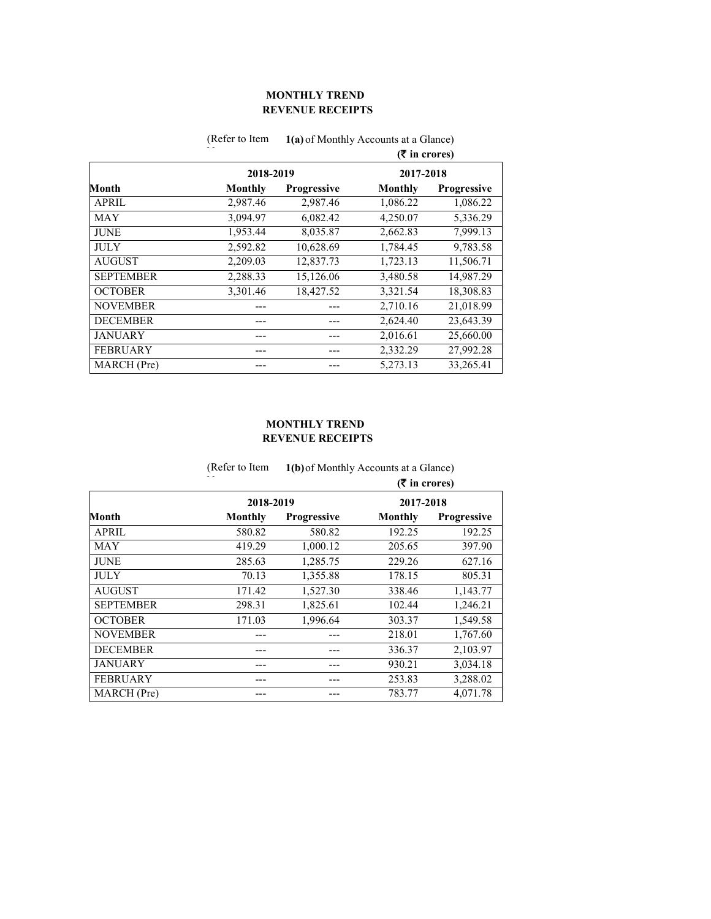## MONTHLY TREND
## REVENUE RECEIPTS

(Refer to Item **1(a)** of Monthly Accounts at a Glance)

**(₹ in crores)**

| | 2018-2019 | | 2017-2018 | |
|---|---|---|---|---|
| **Month** | **Monthly** | **Progressive** | **Monthly** | **Progressive** |
| APRIL | 2,987.46 | 2,987.46 | 1,086.22 | 1,086.22 |
| MAY | 3,094.97 | 6,082.42 | 4,250.07 | 5,336.29 |
| JUNE | 1,953.44 | 8,035.87 | 2,662.83 | 7,999.13 |
| JULY | 2,592.82 | 10,628.69 | 1,784.45 | 9,783.58 |
| AUGUST | 2,209.03 | 12,837.73 | 1,723.13 | 11,506.71 |
| SEPTEMBER | 2,288.33 | 15,126.06 | 3,480.58 | 14,987.29 |
| OCTOBER | 3,301.46 | 18,427.52 | 3,321.54 | 18,308.83 |
| NOVEMBER | --- | --- | 2,710.16 | 21,018.99 |
| DECEMBER | --- | --- | 2,624.40 | 23,643.39 |
| JANUARY | --- | --- | 2,016.61 | 25,660.00 |
| FEBRUARY | --- | --- | 2,332.29 | 27,992.28 |
| MARCH (Pre) | --- | --- | 5,273.13 | 33,265.41 |

## MONTHLY TREND
## REVENUE RECEIPTS

(Refer to Item **1(b)** of Monthly Accounts at a Glance)

**(₹ in crores)**

| | 2018-2019 | | 2017-2018 | |
|---|---|---|---|---|
| **Month** | **Monthly** | **Progressive** | **Monthly** | **Progressive** |
| APRIL | 580.82 | 580.82 | 192.25 | 192.25 |
| MAY | 419.29 | 1,000.12 | 205.65 | 397.90 |
| JUNE | 285.63 | 1,285.75 | 229.26 | 627.16 |
| JULY | 70.13 | 1,355.88 | 178.15 | 805.31 |
| AUGUST | 171.42 | 1,527.30 | 338.46 | 1,143.77 |
| SEPTEMBER | 298.31 | 1,825.61 | 102.44 | 1,246.21 |
| OCTOBER | 171.03 | 1,996.64 | 303.37 | 1,549.58 |
| NOVEMBER | --- | --- | 218.01 | 1,767.60 |
| DECEMBER | --- | --- | 336.37 | 2,103.97 |
| JANUARY | --- | --- | 930.21 | 3,034.18 |
| FEBRUARY | --- | --- | 253.83 | 3,288.02 |
| MARCH (Pre) | --- | --- | 783.77 | 4,071.78 |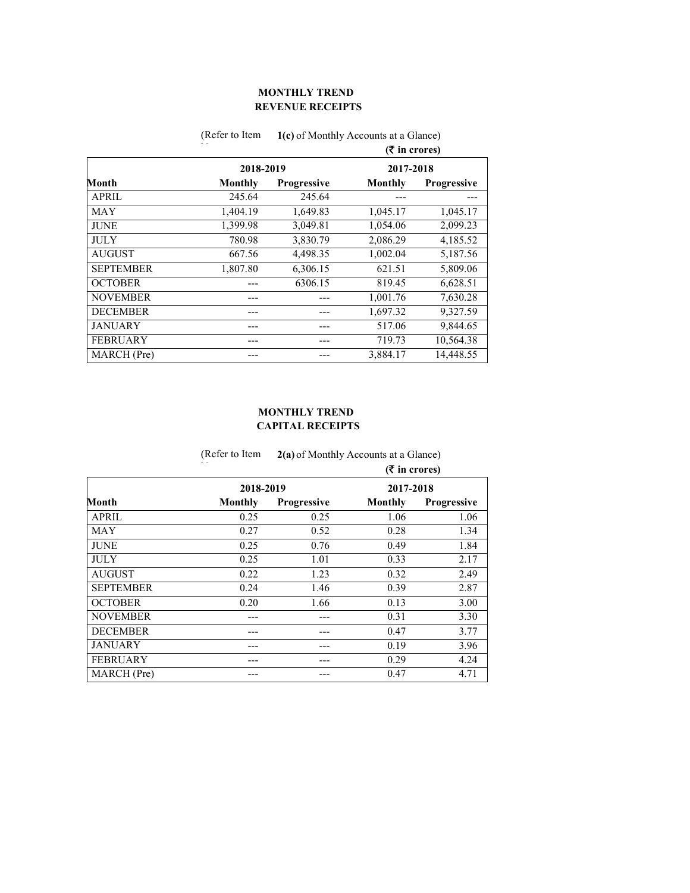## MONTHLY TREND
## REVENUE RECEIPTS

(Refer to Item **1(c)** of Monthly Accounts at a Glance)

**(₹ in crores)**

| | 2018-2019 | | 2017-2018 | |
|---|---|---|---|---|
| **Month** | **Monthly** | **Progressive** | **Monthly** | **Progressive** |
| APRIL | 245.64 | 245.64 | --- | --- |
| MAY | 1,404.19 | 1,649.83 | 1,045.17 | 1,045.17 |
| JUNE | 1,399.98 | 3,049.81 | 1,054.06 | 2,099.23 |
| JULY | 780.98 | 3,830.79 | 2,086.29 | 4,185.52 |
| AUGUST | 667.56 | 4,498.35 | 1,002.04 | 5,187.56 |
| SEPTEMBER | 1,807.80 | 6,306.15 | 621.51 | 5,809.06 |
| OCTOBER | --- | 6306.15 | 819.45 | 6,628.51 |
| NOVEMBER | --- | --- | 1,001.76 | 7,630.28 |
| DECEMBER | --- | --- | 1,697.32 | 9,327.59 |
| JANUARY | --- | --- | 517.06 | 9,844.65 |
| FEBRUARY | --- | --- | 719.73 | 10,564.38 |
| MARCH (Pre) | --- | --- | 3,884.17 | 14,448.55 |

## MONTHLY TREND
## CAPITAL RECEIPTS

(Refer to Item **2(a)** of Monthly Accounts at a Glance)

**(₹ in crores)**

| | 2018-2019 | | 2017-2018 | |
|---|---|---|---|---|
| **Month** | **Monthly** | **Progressive** | **Monthly** | **Progressive** |
| APRIL | 0.25 | 0.25 | 1.06 | 1.06 |
| MAY | 0.27 | 0.52 | 0.28 | 1.34 |
| JUNE | 0.25 | 0.76 | 0.49 | 1.84 |
| JULY | 0.25 | 1.01 | 0.33 | 2.17 |
| AUGUST | 0.22 | 1.23 | 0.32 | 2.49 |
| SEPTEMBER | 0.24 | 1.46 | 0.39 | 2.87 |
| OCTOBER | 0.20 | 1.66 | 0.13 | 3.00 |
| NOVEMBER | --- | --- | 0.31 | 3.30 |
| DECEMBER | --- | --- | 0.47 | 3.77 |
| JANUARY | --- | --- | 0.19 | 3.96 |
| FEBRUARY | --- | --- | 0.29 | 4.24 |
| MARCH (Pre) | --- | --- | 0.47 | 4.71 |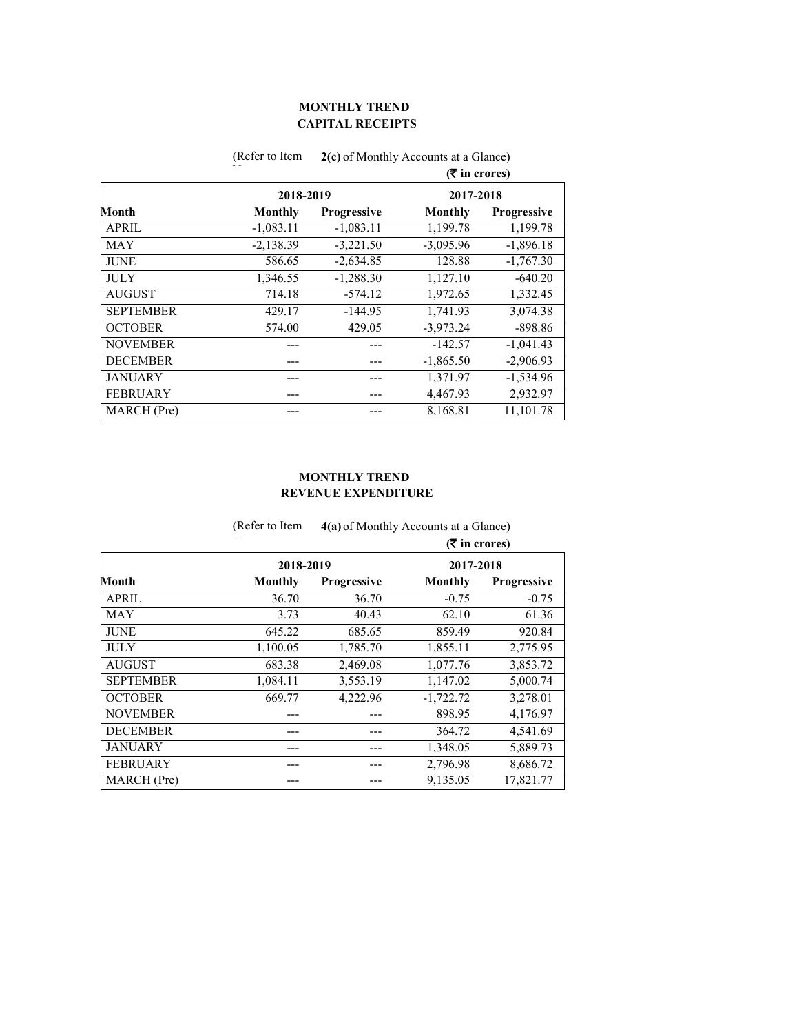## MONTHLY TREND
## CAPITAL RECEIPTS

(Refer to Item **2(c)** of Monthly Accounts at a Glance)

**(₹ in crores)**

| Month | 2018-2019 | | 2017-2018 | |
|---|---|---|---|---|
| | **Monthly** | **Progressive** | **Monthly** | **Progressive** |
| APRIL | -1,083.11 | -1,083.11 | 1,199.78 | 1,199.78 |
| MAY | -2,138.39 | -3,221.50 | -3,095.96 | -1,896.18 |
| JUNE | 586.65 | -2,634.85 | 128.88 | -1,767.30 |
| JULY | 1,346.55 | -1,288.30 | 1,127.10 | -640.20 |
| AUGUST | 714.18 | -574.12 | 1,972.65 | 1,332.45 |
| SEPTEMBER | 429.17 | -144.95 | 1,741.93 | 3,074.38 |
| OCTOBER | 574.00 | 429.05 | -3,973.24 | -898.86 |
| NOVEMBER | --- | --- | -142.57 | -1,041.43 |
| DECEMBER | --- | --- | -1,865.50 | -2,906.93 |
| JANUARY | --- | --- | 1,371.97 | -1,534.96 |
| FEBRUARY | --- | --- | 4,467.93 | 2,932.97 |
| MARCH (Pre) | --- | --- | 8,168.81 | 11,101.78 |

## MONTHLY TREND
## REVENUE EXPENDITURE

(Refer to Item **4(a)** of Monthly Accounts at a Glance)

**(₹ in crores)**

| Month | 2018-2019 | | 2017-2018 | |
|---|---|---|---|---|
| | **Monthly** | **Progressive** | **Monthly** | **Progressive** |
| APRIL | 36.70 | 36.70 | -0.75 | -0.75 |
| MAY | 3.73 | 40.43 | 62.10 | 61.36 |
| JUNE | 645.22 | 685.65 | 859.49 | 920.84 |
| JULY | 1,100.05 | 1,785.70 | 1,855.11 | 2,775.95 |
| AUGUST | 683.38 | 2,469.08 | 1,077.76 | 3,853.72 |
| SEPTEMBER | 1,084.11 | 3,553.19 | 1,147.02 | 5,000.74 |
| OCTOBER | 669.77 | 4,222.96 | -1,722.72 | 3,278.01 |
| NOVEMBER | --- | --- | 898.95 | 4,176.97 |
| DECEMBER | --- | --- | 364.72 | 4,541.69 |
| JANUARY | --- | --- | 1,348.05 | 5,889.73 |
| FEBRUARY | --- | --- | 2,796.98 | 8,686.72 |
| MARCH (Pre) | --- | --- | 9,135.05 | 17,821.77 |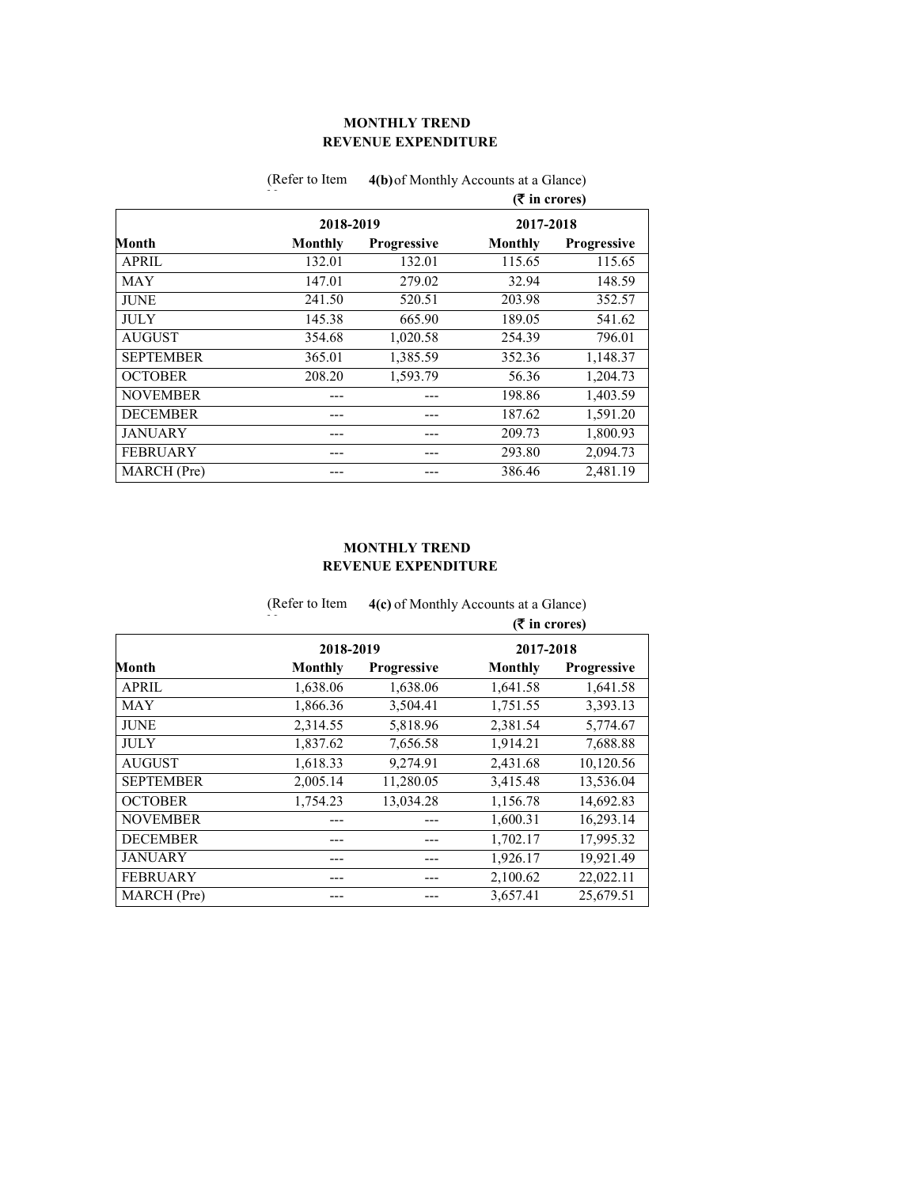## MONTHLY TREND
## REVENUE EXPENDITURE

(Refer to Item **4(b)** of Monthly Accounts at a Glance)

**(₹ in crores)**

| Month | 2018-2019 | | 2017-2018 | |
|---|---|---|---|---|
| | **Monthly** | **Progressive** | **Monthly** | **Progressive** |
| APRIL | 132.01 | 132.01 | 115.65 | 115.65 |
| MAY | 147.01 | 279.02 | 32.94 | 148.59 |
| JUNE | 241.50 | 520.51 | 203.98 | 352.57 |
| JULY | 145.38 | 665.90 | 189.05 | 541.62 |
| AUGUST | 354.68 | 1,020.58 | 254.39 | 796.01 |
| SEPTEMBER | 365.01 | 1,385.59 | 352.36 | 1,148.37 |
| OCTOBER | 208.20 | 1,593.79 | 56.36 | 1,204.73 |
| NOVEMBER | --- | --- | 198.86 | 1,403.59 |
| DECEMBER | --- | --- | 187.62 | 1,591.20 |
| JANUARY | --- | --- | 209.73 | 1,800.93 |
| FEBRUARY | --- | --- | 293.80 | 2,094.73 |
| MARCH (Pre) | --- | --- | 386.46 | 2,481.19 |

## MONTHLY TREND
## REVENUE EXPENDITURE

(Refer to Item **4(c)** of Monthly Accounts at a Glance)

**(₹ in crores)**

| Month | 2018-2019 | | 2017-2018 | |
|---|---|---|---|---|
| | **Monthly** | **Progressive** | **Monthly** | **Progressive** |
| APRIL | 1,638.06 | 1,638.06 | 1,641.58 | 1,641.58 |
| MAY | 1,866.36 | 3,504.41 | 1,751.55 | 3,393.13 |
| JUNE | 2,314.55 | 5,818.96 | 2,381.54 | 5,774.67 |
| JULY | 1,837.62 | 7,656.58 | 1,914.21 | 7,688.88 |
| AUGUST | 1,618.33 | 9,274.91 | 2,431.68 | 10,120.56 |
| SEPTEMBER | 2,005.14 | 11,280.05 | 3,415.48 | 13,536.04 |
| OCTOBER | 1,754.23 | 13,034.28 | 1,156.78 | 14,692.83 |
| NOVEMBER | --- | --- | 1,600.31 | 16,293.14 |
| DECEMBER | --- | --- | 1,702.17 | 17,995.32 |
| JANUARY | --- | --- | 1,926.17 | 19,921.49 |
| FEBRUARY | --- | --- | 2,100.62 | 22,022.11 |
| MARCH (Pre) | --- | --- | 3,657.41 | 25,679.51 |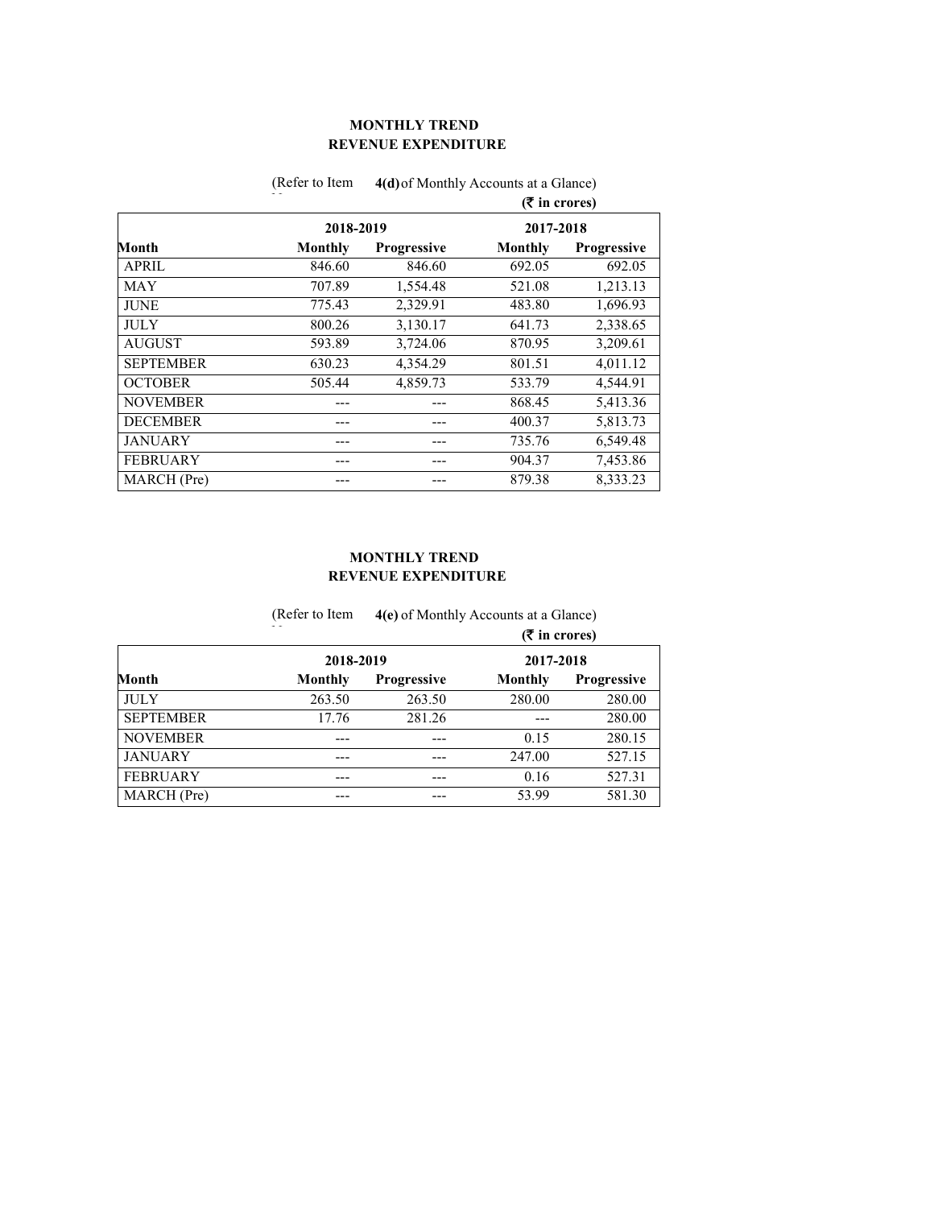**MONTHLY TREND**
**REVENUE EXPENDITURE**

(Refer to Item **4(d)** of Monthly Accounts at a Glance)

**(₹ in crores)**

| Month | 2018-2019 | | 2017-2018 | |
|---|---|---|---|---|
| | **Monthly** | **Progressive** | **Monthly** | **Progressive** |
| APRIL | 846.60 | 846.60 | 692.05 | 692.05 |
| MAY | 707.89 | 1,554.48 | 521.08 | 1,213.13 |
| JUNE | 775.43 | 2,329.91 | 483.80 | 1,696.93 |
| JULY | 800.26 | 3,130.17 | 641.73 | 2,338.65 |
| AUGUST | 593.89 | 3,724.06 | 870.95 | 3,209.61 |
| SEPTEMBER | 630.23 | 4,354.29 | 801.51 | 4,011.12 |
| OCTOBER | 505.44 | 4,859.73 | 533.79 | 4,544.91 |
| NOVEMBER | --- | --- | 868.45 | 5,413.36 |
| DECEMBER | --- | --- | 400.37 | 5,813.73 |
| JANUARY | --- | --- | 735.76 | 6,549.48 |
| FEBRUARY | --- | --- | 904.37 | 7,453.86 |
| MARCH (Pre) | --- | --- | 879.38 | 8,333.23 |

**MONTHLY TREND**
**REVENUE EXPENDITURE**

(Refer to Item **4(e)** of Monthly Accounts at a Glance)

**(₹ in crores)**

| Month | 2018-2019 | | 2017-2018 | |
|---|---|---|---|---|
| | **Monthly** | **Progressive** | **Monthly** | **Progressive** |
| JULY | 263.50 | 263.50 | 280.00 | 280.00 |
| SEPTEMBER | 17.76 | 281.26 | --- | 280.00 |
| NOVEMBER | --- | --- | 0.15 | 280.15 |
| JANUARY | --- | --- | 247.00 | 527.15 |
| FEBRUARY | --- | --- | 0.16 | 527.31 |
| MARCH (Pre) | --- | --- | 53.99 | 581.30 |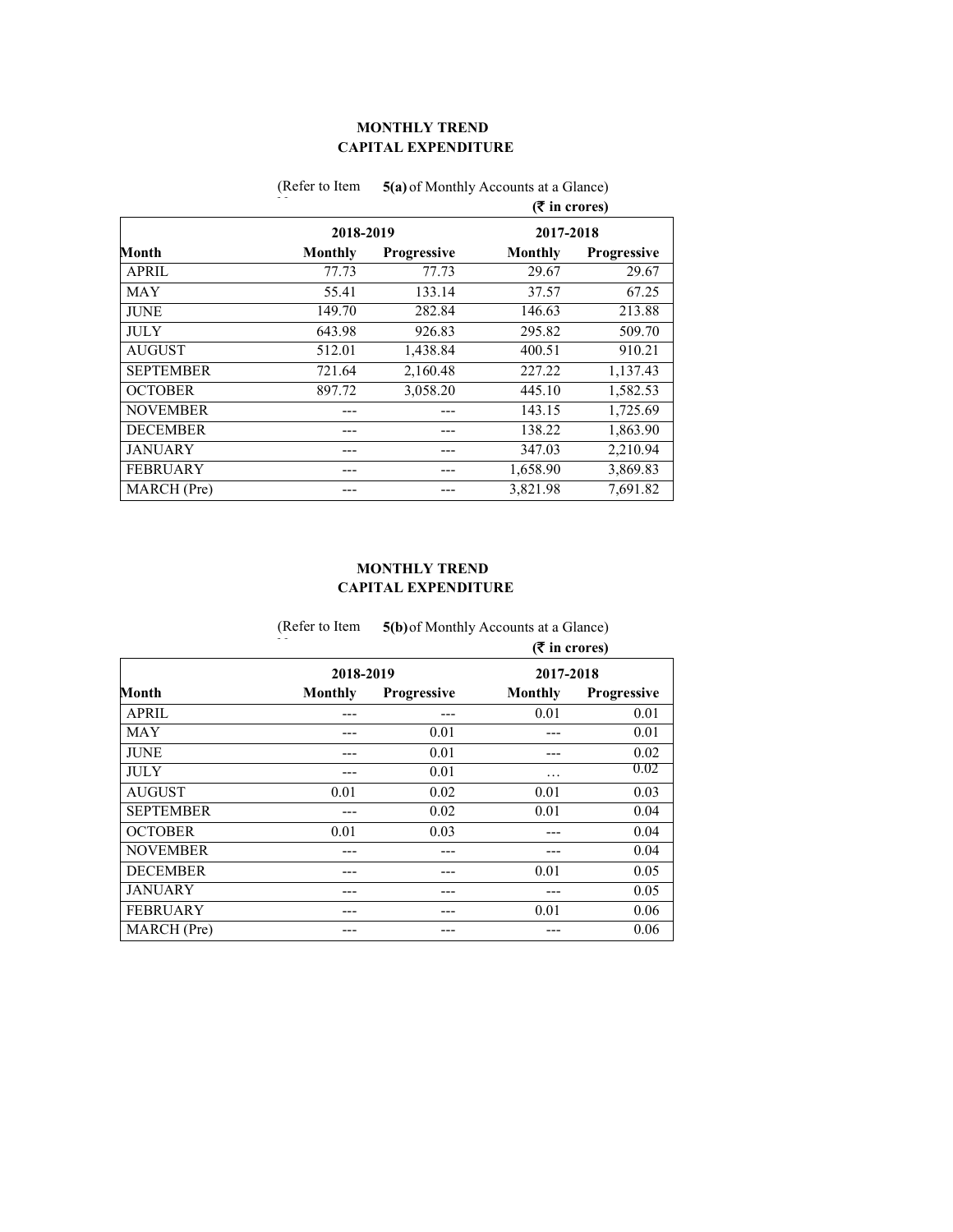**MONTHLY TREND**
**CAPITAL EXPENDITURE**

(Refer to Item **5(a)** of Monthly Accounts at a Glance)

**(₹ in crores)**

| Month | 2018-2019 | | 2017-2018 | |
|---|---|---|---|---|
| | **Monthly** | **Progressive** | **Monthly** | **Progressive** |
| APRIL | 77.73 | 77.73 | 29.67 | 29.67 |
| MAY | 55.41 | 133.14 | 37.57 | 67.25 |
| JUNE | 149.70 | 282.84 | 146.63 | 213.88 |
| JULY | 643.98 | 926.83 | 295.82 | 509.70 |
| AUGUST | 512.01 | 1,438.84 | 400.51 | 910.21 |
| SEPTEMBER | 721.64 | 2,160.48 | 227.22 | 1,137.43 |
| OCTOBER | 897.72 | 3,058.20 | 445.10 | 1,582.53 |
| NOVEMBER | --- | --- | 143.15 | 1,725.69 |
| DECEMBER | --- | --- | 138.22 | 1,863.90 |
| JANUARY | --- | --- | 347.03 | 2,210.94 |
| FEBRUARY | --- | --- | 1,658.90 | 3,869.83 |
| MARCH (Pre) | --- | --- | 3,821.98 | 7,691.82 |

**MONTHLY TREND**
**CAPITAL EXPENDITURE**

(Refer to Item **5(b)** of Monthly Accounts at a Glance)

**(₹ in crores)**

| Month | 2018-2019 | | 2017-2018 | |
|---|---|---|---|---|
| | **Monthly** | **Progressive** | **Monthly** | **Progressive** |
| APRIL | --- | --- | 0.01 | 0.01 |
| MAY | --- | 0.01 | --- | 0.01 |
| JUNE | --- | 0.01 | --- | 0.02 |
| JULY | --- | 0.01 | … | 0.02 |
| AUGUST | 0.01 | 0.02 | 0.01 | 0.03 |
| SEPTEMBER | --- | 0.02 | 0.01 | 0.04 |
| OCTOBER | 0.01 | 0.03 | --- | 0.04 |
| NOVEMBER | --- | --- | --- | 0.04 |
| DECEMBER | --- | --- | 0.01 | 0.05 |
| JANUARY | --- | --- | --- | 0.05 |
| FEBRUARY | --- | --- | 0.01 | 0.06 |
| MARCH (Pre) | --- | --- | --- | 0.06 |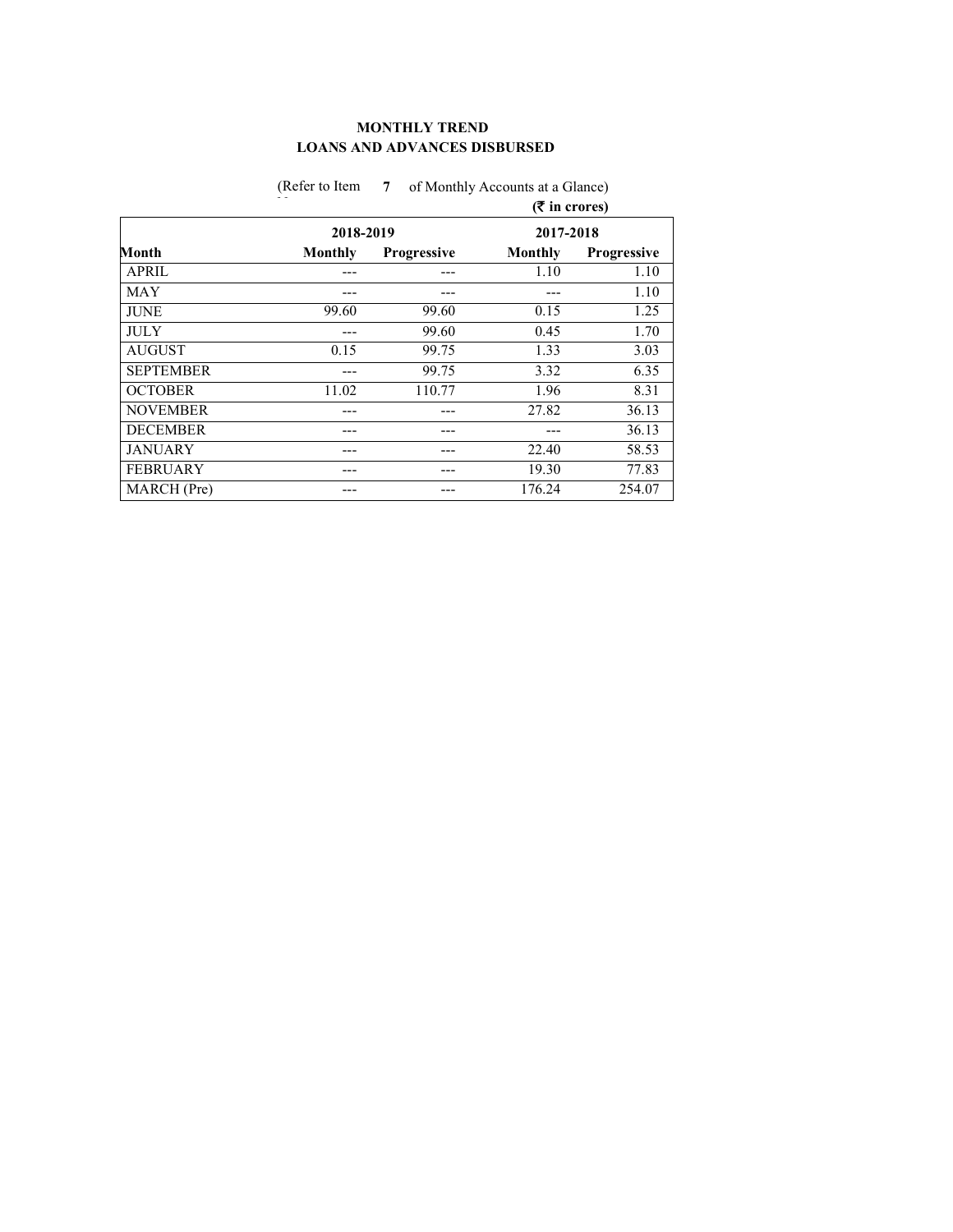**MONTHLY TREND**
**LOANS AND ADVANCES DISBURSED**

(Refer to Item **7** of Monthly Accounts at a Glance)

**(₹ in crores)**

| | 2018-2019 | | 2017-2018 | |
|---|---|---|---|---|
| **Month** | **Monthly** | **Progressive** | **Monthly** | **Progressive** |
| APRIL | --- | --- | 1.10 | 1.10 |
| MAY | --- | --- | --- | 1.10 |
| JUNE | 99.60 | 99.60 | 0.15 | 1.25 |
| JULY | --- | 99.60 | 0.45 | 1.70 |
| AUGUST | 0.15 | 99.75 | 1.33 | 3.03 |
| SEPTEMBER | --- | 99.75 | 3.32 | 6.35 |
| OCTOBER | 11.02 | 110.77 | 1.96 | 8.31 |
| NOVEMBER | --- | --- | 27.82 | 36.13 |
| DECEMBER | --- | --- | --- | 36.13 |
| JANUARY | --- | --- | 22.40 | 58.53 |
| FEBRUARY | --- | --- | 19.30 | 77.83 |
| MARCH (Pre) | --- | --- | 176.24 | 254.07 |